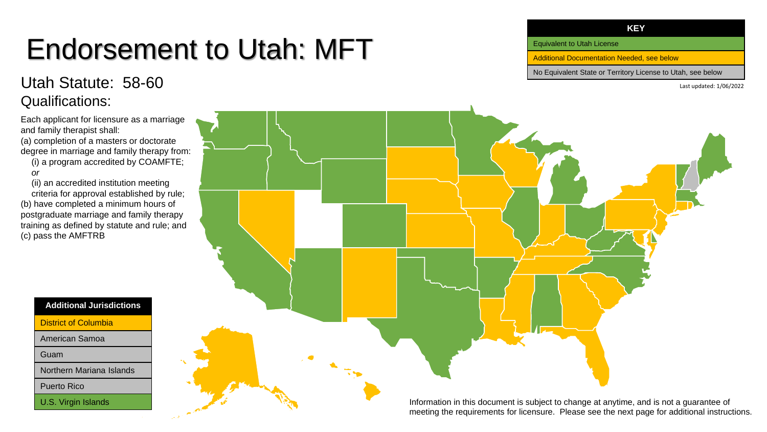# Endorsement to Utah: MFT

## Utah Statute: 58-60

## Qualifications:

Each applicant for licensure as a marriage and family therapist shall:

(a) completion of a masters or doctorate degree in marriage and family therapy from:

  (i) a program accredited by COAMFTE; *or*

  (ii) an accredited institution meeting criteria for approval established by rule;

(b) have completed a minimum hours of postgraduate marriage and family therapy training as defined by statute and rule; and

(c) pass the AMFTRB

| KEY |
| --- |
| Equivalent to Utah License |
| Additional Documentation Needed, see below |
| No Equivalent State or Territory License to Utah, see below |

Last updated: 1/06/2022

| Additional Jurisdictions |
| --- |
| District of Columbia |
| American Samoa |
| Guam |
| Northern Mariana Islands |
| Puerto Rico |
| U.S. Virgin Islands |

Information in this document is subject to change at anytime, and is not a guarantee of meeting the requirements for licensure. Please see the next page for additional instructions.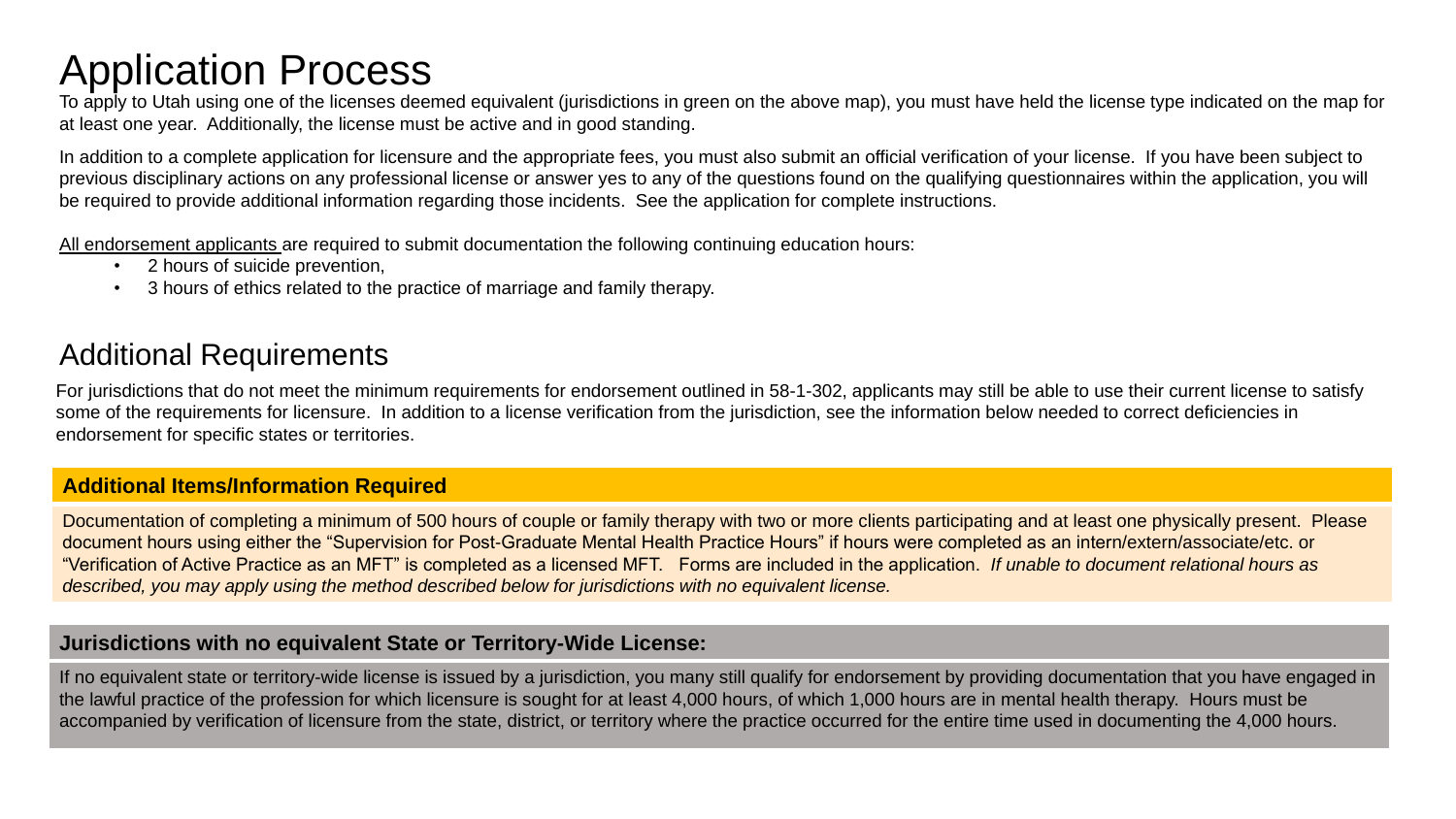# Application Process

To apply to Utah using one of the licenses deemed equivalent (jurisdictions in green on the above map), you must have held the license type indicated on the map for at least one year. Additionally, the license must be active and in good standing.

In addition to a complete application for licensure and the appropriate fees, you must also submit an official verification of your license. If you have been subject to previous disciplinary actions on any professional license or answer yes to any of the questions found on the qualifying questionnaires within the application, you will be required to provide additional information regarding those incidents. See the application for complete instructions.

All endorsement applicants are required to submit documentation the following continuing education hours:

- 2 hours of suicide prevention,
- 3 hours of ethics related to the practice of marriage and family therapy.

## Additional Requirements

For jurisdictions that do not meet the minimum requirements for endorsement outlined in 58-1-302, applicants may still be able to use their current license to satisfy some of the requirements for licensure. In addition to a license verification from the jurisdiction, see the information below needed to correct deficiencies in endorsement for specific states or territories.

**Additional Items/Information Required**

Documentation of completing a minimum of 500 hours of couple or family therapy with two or more clients participating and at least one physically present. Please document hours using either the "Supervision for Post-Graduate Mental Health Practice Hours" if hours were completed as an intern/extern/associate/etc. or "Verification of Active Practice as an MFT" is completed as a licensed MFT. Forms are included in the application. *If unable to document relational hours as described, you may apply using the method described below for jurisdictions with no equivalent license.*

**Jurisdictions with no equivalent State or Territory-Wide License:**

If no equivalent state or territory-wide license is issued by a jurisdiction, you many still qualify for endorsement by providing documentation that you have engaged in the lawful practice of the profession for which licensure is sought for at least 4,000 hours, of which 1,000 hours are in mental health therapy. Hours must be accompanied by verification of licensure from the state, district, or territory where the practice occurred for the entire time used in documenting the 4,000 hours.